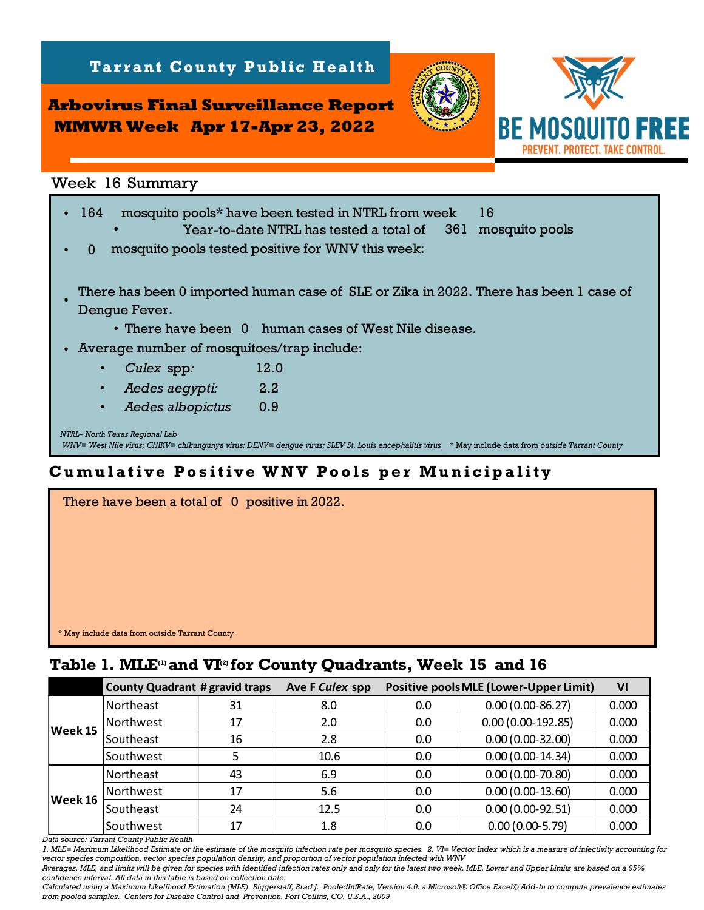**Tarrant County Public Health**

# Arbovirus Final Surveillance Report
## MMWR Week Apr 17-Apr 23, 2022

BE MOSQUITO FREE
PREVENT. PROTECT. TAKE CONTROL.

## Week 16 Summary

- 164 mosquito pools* have been tested in NTRL from week 16
  - Year-to-date NTRL has tested a total of 361 mosquito pools
- 0 mosquito pools tested positive for WNV this week:
- There has been 0 imported human case of SLE or Zika in 2022. There has been 1 case of Dengue Fever.
  - There have been 0 human cases of West Nile disease.
- Average number of mosquitoes/trap include:
  - *Culex* spp: 12.0
  - *Aedes aegypti:* 2.2
  - *Aedes albopictus* 0.9

*NTRL– North Texas Regional Lab*

*WNV= West Nile virus; CHIKV= chikungunya virus; DENV= dengue virus; SLEV St. Louis encephalitis virus* * May include data from *outside Tarrant County*

## Cumulative Positive WNV Pools per Municipality

There have been a total of 0 positive in 2022.

* May include data from outside Tarrant County

## Table 1. MLE[1] and VI[2] for County Quadrants, Week 15 and 16

| | County Quadrant | # gravid traps | Ave F *Culex* spp | Positive pools | MLE (Lower-Upper Limit) | VI |
|---|---|---|---|---|---|---|
| **Week 15** | Northeast | 31 | 8.0 | 0.0 | 0.00 (0.00-86.27) | 0.000 |
| | Northwest | 17 | 2.0 | 0.0 | 0.00 (0.00-192.85) | 0.000 |
| | Southeast | 16 | 2.8 | 0.0 | 0.00 (0.00-32.00) | 0.000 |
| | Southwest | 5 | 10.6 | 0.0 | 0.00 (0.00-14.34) | 0.000 |
| **Week 16** | Northeast | 43 | 6.9 | 0.0 | 0.00 (0.00-70.80) | 0.000 |
| | Northwest | 17 | 5.6 | 0.0 | 0.00 (0.00-13.60) | 0.000 |
| | Southeast | 24 | 12.5 | 0.0 | 0.00 (0.00-92.51) | 0.000 |
| | Southwest | 17 | 1.8 | 0.0 | 0.00 (0.00-5.79) | 0.000 |

*Data source: Tarrant County Public Health*

*1. MLE= Maximum Likelihood Estimate or the estimate of the mosquito infection rate per mosquito species. 2. VI= Vector Index which is a measure of infectivity accounting for vector species composition, vector species population density, and proportion of vector population infected with WNV*

*Averages, MLE, and limits will be given for species with identified infection rates only and only for the latest two week. MLE, Lower and Upper Limits are based on a 95% confidence interval. All data in this table is based on collection date.*

*Calculated using a Maximum Likelihood Estimation (MLE). Biggerstaff, Brad J. PooledInfRate, Version 4.0: a Microsoft® Office Excel© Add-In to compute prevalence estimates from pooled samples. Centers for Disease Control and Prevention, Fort Collins, CO, U.S.A., 2009*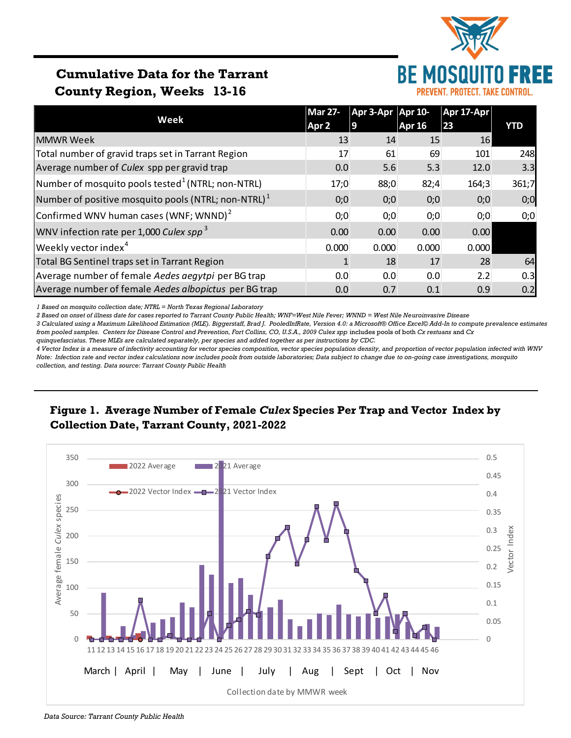# Cumulative Data for the Tarrant County Region, Weeks 13-16

BE MOSQUITO FREE
PREVENT. PROTECT. TAKE CONTROL.

| Week | Mar 27-Apr 2 | Apr 3-Apr 9 | Apr 10-Apr 16 | Apr 17-Apr 23 | YTD |
|---|---|---|---|---|---|
| MMWR Week | 13 | 14 | 15 | 16 | |
| Total number of gravid traps set in Tarrant Region | 17 | 61 | 69 | 101 | 248 |
| Average number of *Culex* spp per gravid trap | 0.0 | 5.6 | 5.3 | 12.0 | 3.3 |
| Number of mosquito pools tested[1] (NTRL; non-NTRL) | 17;0 | 88;0 | 82;4 | 164;3 | 361;7 |
| Number of positive mosquito pools (NTRL; non-NTRL)[1] | 0;0 | 0;0 | 0;0 | 0;0 | 0;0 |
| Confirmed WNV human cases (WNF; WNND)[2] | 0;0 | 0;0 | 0;0 | 0;0 | 0;0 |
| WNV infection rate per 1,000 *Culex spp*[3] | 0.00 | 0.00 | 0.00 | 0.00 | |
| Weekly vector index[4] | 0.000 | 0.000 | 0.000 | 0.000 | |
| Total BG Sentinel traps set in Tarrant Region | 1 | 18 | 17 | 28 | 64 |
| Average number of female *Aedes aegytpi* per BG trap | 0.0 | 0.0 | 0.0 | 2.2 | 0.3 |
| Average number of female *Aedes albopictus* per BG trap | 0.0 | 0.7 | 0.1 | 0.9 | 0.2 |

*1 Based on mosquito collection date; NTRL = North Texas Regional Laboratory*

*2 Based on onset of illness date for cases reported to Tarrant County Public Health; WNF=West Nile Fever; WNND = West Nile Neuroinvasive Disease*

*3 Calculated using a Maximum Likelihood Estimation (MLE). Biggerstaff, Brad J. PooledInfRate, Version 4.0: a Microsoft® Office Excel© Add-In to compute prevalence estimates from pooled samples. Centers for Disease Control and Prevention, Fort Collins, CO, U.S.A., 2009 Culex spp includes pools of both Cx restuans and Cx quinquefasciatus. These MLEs are calculated separately, per species and added together as per instructions by CDC.*

*4 Vector Index is a measure of infectivity accounting for vector species composition, vector species population density, and proportion of vector population infected with WNV*

*Note: Infection rate and vector index calculations now includes pools from outside laboratories; Data subject to change due to on-going case investigations, mosquito collection, and testing. Data source: Tarrant County Public Health*

## Figure 1. Average Number of Female *Culex* Species Per Trap and Vector Index by Collection Date, Tarrant County, 2021-2022

*Data Source: Tarrant County Public Health*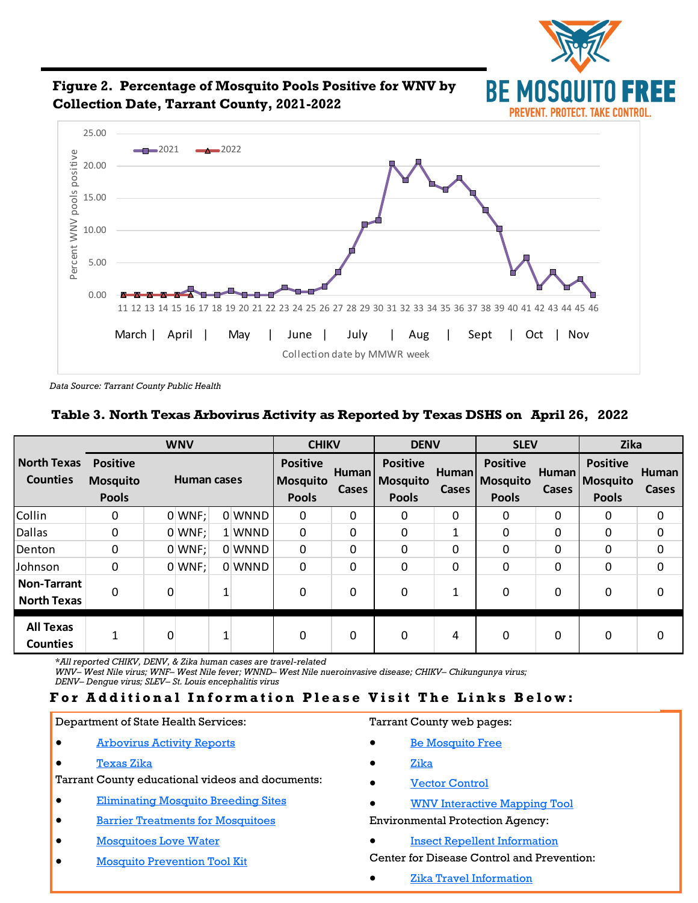BE MOSQUITO FREE

PREVENT. PROTECT. TAKE CONTROL.

**Figure 2. Percentage of Mosquito Pools Positive for WNV by Collection Date, Tarrant County, 2021-2022**

25.00
20.00
15.00
10.00
5.00
0.00

Percent WNV pools positive

2021
2022

11 12 13 14 15 16 17 18 19 20 21 22 23 24 25 26 27 28 29 30 31 32 33 34 35 36 37 38 39 40 41 42 43 44 45 46

March | April | May | June | July | Aug | Sept | Oct | Nov

Collection date by MMWR week

*Data Source: Tarrant County Public Health*

**Table 3. North Texas Arbovirus Activity as Reported by Texas DSHS on April 26, 2022**

| North Texas Counties | WNV | | | | | CHIKV | | DENV | | SLEV | | Zika | |
|---|---|---|---|---|---|---|---|---|---|---|---|---|---|
| | Positive Mosquito Pools | Human cases | | | | Positive Mosquito Pools | Human Cases | Positive Mosquito Pools | Human Cases | Positive Mosquito Pools | Human Cases | Positive Mosquito Pools | Human Cases |
| Collin | 0 | 0 | WNF; | 0 | WNND | 0 | 0 | 0 | 0 | 0 | 0 | 0 | 0 |
| Dallas | 0 | 0 | WNF; | 1 | WNND | 0 | 0 | 0 | 1 | 0 | 0 | 0 | 0 |
| Denton | 0 | 0 | WNF; | 0 | WNND | 0 | 0 | 0 | 0 | 0 | 0 | 0 | 0 |
| Johnson | 0 | 0 | WNF; | 0 | WNND | 0 | 0 | 0 | 0 | 0 | 0 | 0 | 0 |
| Non-Tarrant North Texas | 0 | 0 | | 1 | | 0 | 0 | 0 | 1 | 0 | 0 | 0 | 0 |
| All Texas Counties | 1 | 0 | | 1 | | 0 | 0 | 0 | 4 | 0 | 0 | 0 | 0 |

*All reported CHIKV, DENV, & Zika human cases are travel-related
*WNV– West Nile virus; WNF– West Nile fever; WNND– West Nile nueroinvasive disease; CHIKV– Chikungunya virus; DENV– Dengue virus; SLEV– St. Louis encephalitis virus*

## For Additional Information Please Visit The Links Below:

Department of State Health Services:

- Arbovirus Activity Reports
- Texas Zika

Tarrant County educational videos and documents:

- Eliminating Mosquito Breeding Sites
- Barrier Treatments for Mosquitoes
- Mosquitoes Love Water
- Mosquito Prevention Tool Kit

Tarrant County web pages:

- Be Mosquito Free
- Zika
- Vector Control
- WNV Interactive Mapping Tool

Environmental Protection Agency:

- Insect Repellent Information

Center for Disease Control and Prevention:

- Zika Travel Information